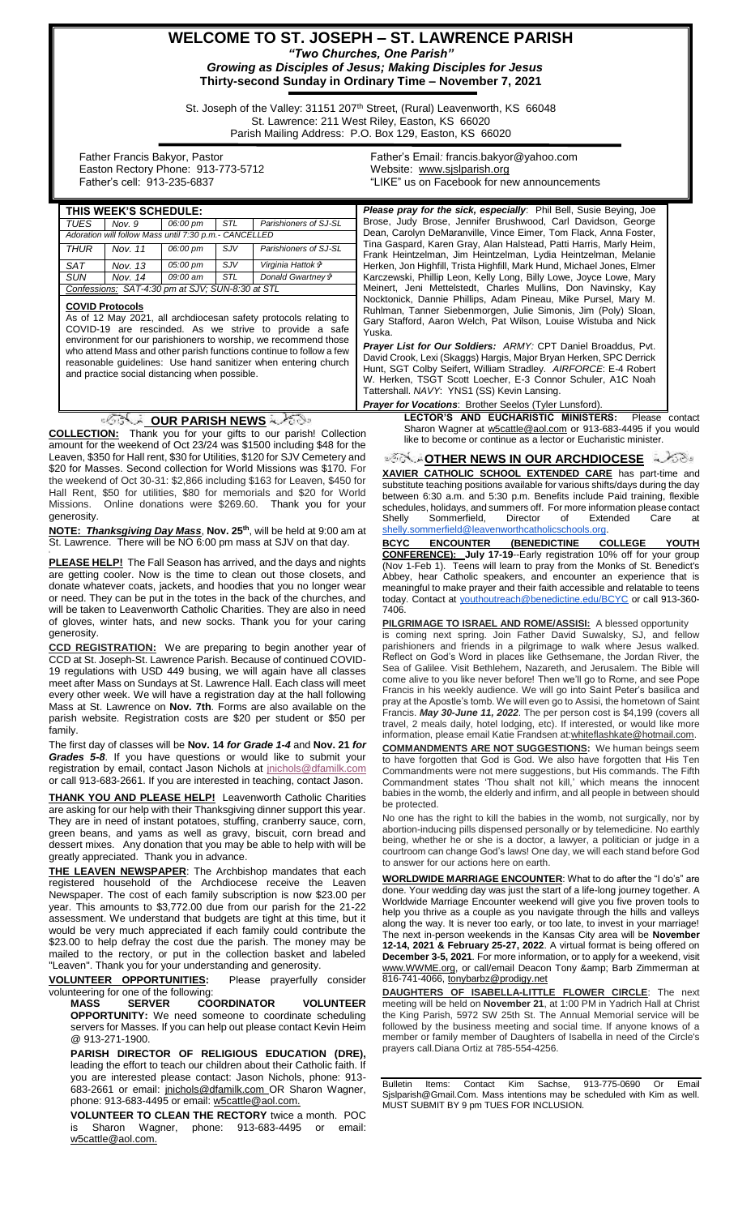# WELCOME TO ST. JOSEPH – ST. LAWRENCE PARISH

***"Two Churches, One Parish"***

***Growing as Disciples of Jesus; Making Disciples for Jesus***

**Thirty-second Sunday in Ordinary Time – November 7, 2021**

St. Joseph of the Valley: 31151 207th Street, (Rural) Leavenworth, KS 66048
St. Lawrence: 211 West Riley, Easton, KS 66020
Parish Mailing Address: P.O. Box 129, Easton, KS 66020

Father Francis Bakyor, Pastor
Easton Rectory Phone: 913-773-5712
Father's cell: 913-235-6837

Father's Email: francis.bakyor@yahoo.com
Website: www.sjslparish.org
"LIKE" us on Facebook for new announcements

| THIS WEEK'S SCHEDULE: | | | | |
|---|---|---|---|---|
| TUES | Nov. 9 | 06:00 pm | STL | Parishioners of SJ-SL |
| Adoration will follow Mass until 7:30 p.m.- CANCELLED | | | | |
| THUR | Nov. 11 | 06:00 pm | SJV | Parishioners of SJ-SL |
| SAT | Nov. 13 | 05:00 pm | SJV | Virginia Hattok ✞ |
| SUN | Nov. 14 | 09:00 am | STL | Donald Gwartney ✞ |
| Confessions: SAT-4:30 pm at SJV; SUN-8:30 at STL | | | | |

**COVID Protocols**

As of 12 May 2021, all archdiocesan safety protocols relating to COVID-19 are rescinded. As we strive to provide a safe environment for our parishioners to worship, we recommend those who attend Mass and other parish functions continue to follow a few reasonable guidelines: Use hand sanitizer when entering church and practice social distancing when possible.

***Please pray for the sick, especially***: Phil Bell, Susie Beying, Joe Brose, Judy Brose, Jennifer Brushwood, Carl Davidson, George Dean, Carolyn DeMaranville, Vince Eimer, Tom Flack, Anna Foster, Tina Gaspard, Karen Gray, Alan Halstead, Patti Harris, Marly Heim, Frank Heintzelman, Jim Heintzelman, Lydia Heintzelman, Melanie Herken, Jon Highfill, Trista Highfill, Mark Hund, Michael Jones, Elmer Karczewski, Phillip Leon, Kelly Long, Billy Lowe, Joyce Lowe, Mary Meinert, Jeni Mettelstedt, Charles Mullins, Don Navinsky, Kay Nocktonick, Dannie Phillips, Adam Pineau, Mike Pursel, Mary M. Ruhlman, Tanner Siebenmorgen, Julie Simonis, Jim (Poly) Sloan, Gary Stafford, Aaron Welch, Pat Wilson, Louise Wistuba and Nick Yuska.

***Prayer List for Our Soldiers:*** *ARMY:* CPT Daniel Broaddus, Pvt. David Crook, Lexi (Skaggs) Hargis, Major Bryan Herken, SPC Derrick Hunt, SGT Colby Seifert, William Stradley. *AIRFORCE*: E-4 Robert W. Herken, TSGT Scott Loecher, E-3 Connor Schuler, A1C Noah Tattershall. *NAVY*: YNS1 (SS) Kevin Lansing.

***Prayer for Vocations***: Brother Seelos (Tyler Lunsford).

## OUR PARISH NEWS

**COLLECTION:** Thank you for your gifts to our parish! Collection amount for the weekend of Oct 23/24 was $1500 including $48 for the Leaven, $350 for Hall rent, $30 for Utilities, $120 for SJV Cemetery and $20 for Masses. Second collection for World Missions was $170. For the weekend of Oct 30-31: $2,866 including $163 for Leaven, $450 for Hall Rent, $50 for utilities, $80 for memorials and $20 for World Missions. Online donations were $269.60. Thank you for your generosity.

**NOTE: *Thanksgiving Day Mass*, Nov. 25th**, will be held at 9:00 am at St. Lawrence. There will be NO 6:00 pm mass at SJV on that day.

**PLEASE HELP!** The Fall Season has arrived, and the days and nights are getting cooler. Now is the time to clean out those closets, and donate whatever coats, jackets, and hoodies that you no longer wear or need. They can be put in the totes in the back of the churches, and will be taken to Leavenworth Catholic Charities. They are also in need of gloves, winter hats, and new socks. Thank you for your caring generosity.

**CCD REGISTRATION:** We are preparing to begin another year of CCD at St. Joseph-St. Lawrence Parish. Because of continued COVID-19 regulations with USD 449 busing, we will again have all classes meet after Mass on Sundays at St. Lawrence Hall. Each class will meet every other week. We will have a registration day at the hall following Mass at St. Lawrence on **Nov. 7th**. Forms are also available on the parish website. Registration costs are $20 per student or $50 per family.

The first day of classes will be **Nov. 14** ***for Grade 1-4*** and **Nov. 21** ***for Grades 5-8***. If you have questions or would like to submit your registration by email, contact Jason Nichols at jnichols@dfamilk.com or call 913-683-2661. If you are interested in teaching, contact Jason.

**THANK YOU AND PLEASE HELP!** Leavenworth Catholic Charities are asking for our help with their Thanksgiving dinner support this year. They are in need of instant potatoes, stuffing, cranberry sauce, corn, green beans, and yams as well as gravy, biscuit, corn bread and dessert mixes. Any donation that you may be able to help with will be greatly appreciated. Thank you in advance.

**THE LEAVEN NEWSPAPER**: The Archbishop mandates that each registered household of the Archdiocese receive the Leaven Newspaper. The cost of each family subscription is now $23.00 per year. This amounts to $3,772.00 due from our parish for the 21-22 assessment. We understand that budgets are tight at this time, but it would be very much appreciated if each family could contribute the $23.00 to help defray the cost due the parish. The money may be mailed to the rectory, or put in the collection basket and labeled "Leaven". Thank you for your understanding and generosity.

**VOLUNTEER OPPORTUNITIES:** Please prayerfully consider volunteering for one of the following:

**MASS SERVER COORDINATOR VOLUNTEER OPPORTUNITY:** We need someone to coordinate scheduling servers for Masses. If you can help out please contact Kevin Heim @ 913-271-1900.

**PARISH DIRECTOR OF RELIGIOUS EDUCATION (DRE),** leading the effort to teach our children about their Catholic faith. If you are interested please contact: Jason Nichols, phone: 913-683-2661 or email: jnichols@dfamilk.com OR Sharon Wagner, phone: 913-683-4495 or email: w5cattle@aol.com.

**VOLUNTEER TO CLEAN THE RECTORY** twice a month. POC is Sharon Wagner, phone: 913-683-4495 or email: w5cattle@aol.com.

**LECTOR'S AND EUCHARISTIC MINISTERS:** Please contact Sharon Wagner at w5cattle@aol.com or 913-683-4495 if you would like to become or continue as a lector or Eucharistic minister.

## OTHER NEWS IN OUR ARCHDIOCESE

**XAVIER CATHOLIC SCHOOL EXTENDED CARE** has part-time and substitute teaching positions available for various shifts/days during the day between 6:30 a.m. and 5:30 p.m. Benefits include Paid training, flexible schedules, holidays, and summers off. For more information please contact Shelly Sommerfield, Director of Extended Care at shelly.sommerfield@leavenworthcatholicschools.org.

**BCYC ENCOUNTER (BENEDICTINE COLLEGE YOUTH CONFERENCE): July 17-19**--Early registration 10% off for your group (Nov 1-Feb 1). Teens will learn to pray from the Monks of St. Benedict's Abbey, hear Catholic speakers, and encounter an experience that is meaningful to make prayer and their faith accessible and relatable to teens today. Contact at youthoutreach@benedictine.edu/BCYC or call 913-360-7406.

**PILGRIMAGE TO ISRAEL AND ROME/ASSISI:** A blessed opportunity is coming next spring. Join Father David Suwalsky, SJ, and fellow parishioners and friends in a pilgrimage to walk where Jesus walked. Reflect on God's Word in places like Gethsemane, the Jordan River, the Sea of Galilee. Visit Bethlehem, Nazareth, and Jerusalem. The Bible will come alive to you like never before! Then we'll go to Rome, and see Pope Francis in his weekly audience. We will go into Saint Peter's basilica and pray at the Apostle's tomb. We will even go to Assisi, the hometown of Saint Francis. ***May 30-June 11, 2022***. The per person cost is $4,199 (covers all travel, 2 meals daily, hotel lodging, etc). If interested, or would like more information, please email Katie Frandsen at:whiteflashkate@hotmail.com.

**COMMANDMENTS ARE NOT SUGGESTIONS:** We human beings seem to have forgotten that God is God. We also have forgotten that His Ten Commandments were not mere suggestions, but His commands. The Fifth Commandment states 'Thou shalt not kill,' which means the innocent babies in the womb, the elderly and infirm, and all people in between should be protected.

No one has the right to kill the babies in the womb, not surgically, nor by abortion-inducing pills dispensed personally or by telemedicine. No earthly being, whether he or she is a doctor, a lawyer, a politician or judge in a courtroom can change God's laws! One day, we will each stand before God to answer for our actions here on earth.

**WORLDWIDE MARRIAGE ENCOUNTER**: What to do after the "I do's" are done. Your wedding day was just the start of a life-long journey together. A Worldwide Marriage Encounter weekend will give you five proven tools to help you thrive as a couple as you navigate through the hills and valleys along the way. It is never too early, or too late, to invest in your marriage! The next in-person weekends in the Kansas City area will be **November 12-14, 2021 & February 25-27, 2022**. A virtual format is being offered on **December 3-5, 2021**. For more information, or to apply for a weekend, visit www.WWME.org, or call/email Deacon Tony &amp; Barb Zimmerman at 816-741-4066, tonybarbz@prodigy.net

**DAUGHTERS OF ISABELLA-LITTLE FLOWER CIRCLE**: The next meeting will be held on **November 21**, at 1:00 PM in Yadrich Hall at Christ the King Parish, 5972 SW 25th St. The Annual Memorial service will be followed by the business meeting and social time. If anyone knows of a member or family member of Daughters of Isabella in need of the Circle's prayers call.Diana Ortiz at 785-554-4256.

Bulletin Items: Contact Kim Sachse, 913-775-0690 Or Email Sjslparish@Gmail.Com. Mass intentions may be scheduled with Kim as well. MUST SUBMIT BY 9 pm TUES FOR INCLUSION.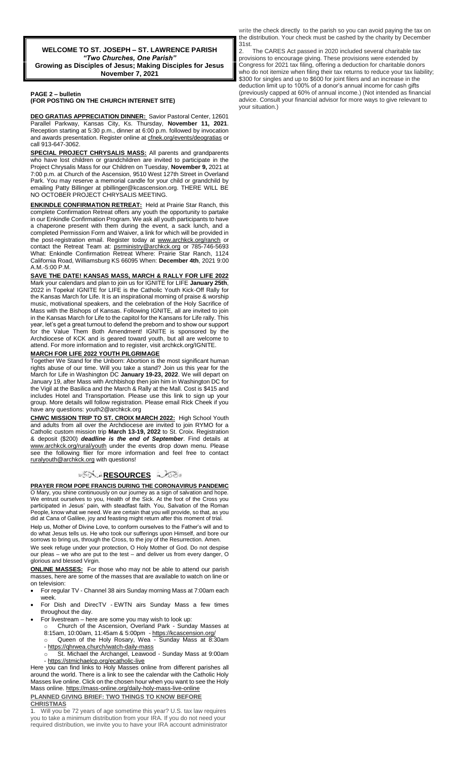**WELCOME TO ST. JOSEPH – ST. LAWRENCE PARISH**
***"Two Churches, One Parish"***
**Growing as Disciples of Jesus; Making Disciples for Jesus**
**November 7, 2021**

**PAGE 2 – bulletin**
**(FOR POSTING ON THE CHURCH INTERNET SITE)**

**DEO GRATIAS APPRECIATION DINNER:** Savior Pastoral Center, 12601 Parallel Parkway, Kansas City, Ks. Thursday, **November 11, 2021**. Reception starting at 5:30 p.m., dinner at 6:00 p.m. followed by invocation and awards presentation. Register online at cfnek.org/events/deogratias or call 913-647-3062.

**SPECIAL PROJECT CHRYSALIS MASS:** All parents and grandparents who have lost children or grandchildren are invited to participate in the Project Chrysalis Mass for our Children on Tuesday, **November 9,** 2021 at 7:00 p.m. at Church of the Ascension, 9510 West 127th Street in Overland Park. You may reserve a memorial candle for your child or grandchild by emailing Patty Billinger at pbillinger@kcascension.org. THERE WILL BE NO OCTOBER PROJECT CHRYSALIS MEETING.

**ENKINDLE CONFIRMATION RETREAT:** Held at Prairie Star Ranch, this complete Confirmation Retreat offers any youth the opportunity to partake in our Enkindle Confirmation Program. We ask all youth participants to have a chaperone present with them during the event, a sack lunch, and a completed Permission Form and Waiver, a link for which will be provided in the post-registration email. Register today at www.archkck.org/ranch or contact the Retreat Team at: psrministry@archkck.org or 785-746-5693 What: Enkindle Confirmation Retreat Where: Prairie Star Ranch, 1124 California Road, Williamsburg KS 66095 When: **December 4th**, 2021 9:00 A.M.-5:00 P.M.

**SAVE THE DATE! KANSAS MASS, MARCH & RALLY FOR LIFE 2022** Mark your calendars and plan to join us for IGNITE for LIFE **January 25th**, 2022 in Topeka! IGNITE for LIFE is the Catholic Youth Kick-Off Rally for the Kansas March for Life. It is an inspirational morning of praise & worship music, motivational speakers, and the celebration of the Holy Sacrifice of Mass with the Bishops of Kansas. Following IGNITE, all are invited to join in the Kansas March for Life to the capitol for the Kansans for Life rally. This year, let's get a great turnout to defend the preborn and to show our support for the Value Them Both Amendment! IGNITE is sponsored by the Archdiocese of KCK and is geared toward youth, but all are welcome to attend. For more information and to register, visit archkck.org/IGNITE.

**MARCH FOR LIFE 2022 YOUTH PILGRIMAGE**

Together We Stand for the Unborn: Abortion is the most significant human rights abuse of our time. Will you take a stand? Join us this year for the March for Life in Washington DC **January 19-23, 2022**. We will depart on January 19, after Mass with Archbishop then join him in Washington DC for the Vigil at the Basilica and the March & Rally at the Mall. Cost is $415 and includes Hotel and Transportation. Please use this link to sign up your group. More details will follow registration. Please email Rick Cheek if you have any questions: youth2@archkck.org

**CHWC MISSION TRIP TO ST. CROIX MARCH 2022:** High School Youth and adults from all over the Archdiocese are invited to join RYMO for a Catholic custom mission trip **March 13-19, 2022** to St. Croix. Registration & deposit ($200) ***deadline is the end of September***. Find details at www.archkck.org/rural/youth under the events drop down menu. Please see the following flier for more information and feel free to contact ruralyouth@archkck.org with questions!

## RESOURCES

**PRAYER FROM POPE FRANCIS DURING THE CORONAVIRUS PANDEMIC**
O Mary, you shine continuously on our journey as a sign of salvation and hope. We entrust ourselves to you, Health of the Sick. At the foot of the Cross you participated in Jesus' pain, with steadfast faith. You, Salvation of the Roman People, know what we need. We are certain that you will provide, so that, as you did at Cana of Galilee, joy and feasting might return after this moment of trial.

Help us, Mother of Divine Love, to conform ourselves to the Father's will and to do what Jesus tells us. He who took our sufferings upon Himself, and bore our sorrows to bring us, through the Cross, to the joy of the Resurrection. Amen.

We seek refuge under your protection, O Holy Mother of God. Do not despise our pleas – we who are put to the test – and deliver us from every danger, O glorious and blessed Virgin.

**ONLINE MASSES:** For those who may not be able to attend our parish masses, here are some of the masses that are available to watch on line or on television:

- For regular TV - Channel 38 airs Sunday morning Mass at 7:00am each week.
- For Dish and DirecTV - EWTN airs Sunday Mass a few times throughout the day.
- For livestream – here are some you may wish to look up:
  - Church of the Ascension, Overland Park - Sunday Masses at 8:15am, 10:00am, 11:45am & 5:00pm - https://kcascension.org/
  - Queen of the Holy Rosary, Wea - Sunday Mass at 8:30am - https://qhrwea.church/watch-daily-mass
  - St. Michael the Archangel, Leawood - Sunday Mass at 9:00am - https://stmichaelcp.org/ecatholic-live

Here you can find links to Holy Masses online from different parishes all around the world. There is a link to see the calendar with the Catholic Holy Masses live online. Click on the chosen hour when you want to see the Holy Mass online. https://mass-online.org/daily-holy-mass-live-online

**PLANNED GIVING BRIEF: TWO THINGS TO KNOW BEFORE CHRISTMAS**

1. Will you be 72 years of age sometime this year? U.S. tax law requires you to take a minimum distribution from your IRA. If you do not need your required distribution, we invite you to have your IRA account administrator write the check directly to the parish so you can avoid paying the tax on the distribution. Your check must be cashed by the charity by December 31st.
2. The CARES Act passed in 2020 included several charitable tax provisions to encourage giving. These provisions were extended by Congress for 2021 tax filing, offering a deduction for charitable donors who do not itemize when filing their tax returns to reduce your tax liability; $300 for singles and up to $600 for joint filers and an increase in the deduction limit up to 100% of a donor's annual income for cash gifts (previously capped at 60% of annual income.) (Not intended as financial advice. Consult your financial advisor for more ways to give relevant to your situation.)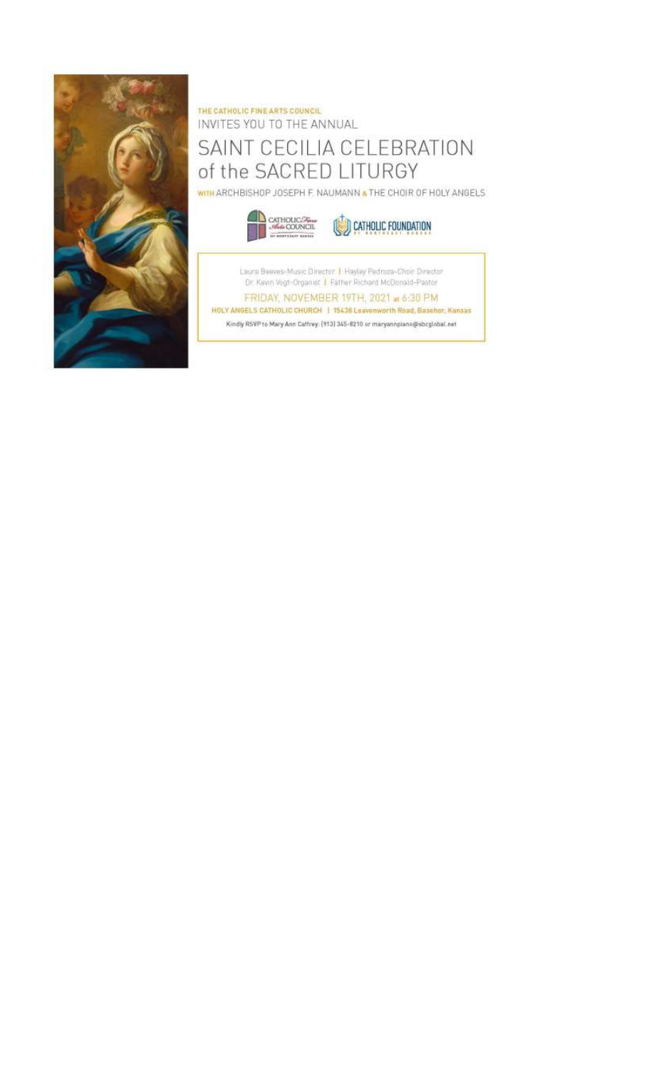THE CATHOLIC FINE ARTS COUNCIL

INVITES YOU TO THE ANNUAL

# SAINT CECILIA CELEBRATION of the SACRED LITURGY

WITH ARCHBISHOP JOSEPH F. NAUMANN & THE CHOIR OF HOLY ANGELS

CATHOLIC Fine Arts COUNCIL OF NORTHEAST KANSAS

CATHOLIC FOUNDATION OF NORTHEAST KANSAS

Laura Beeves-Music Director | Hayley Pedroza-Choir Director

Dr. Kevin Vogt-Organist | Father Richard McDonald-Pastor

FRIDAY, NOVEMBER 19TH, 2021 at 6:30 PM

HOLY ANGELS CATHOLIC CHURCH | 15438 Leavenworth Road, Basehor, Kansas

Kindly RSVP to Mary Ann Caffrey: (913) 345-8210 or maryannpiano@sbcglobal.net